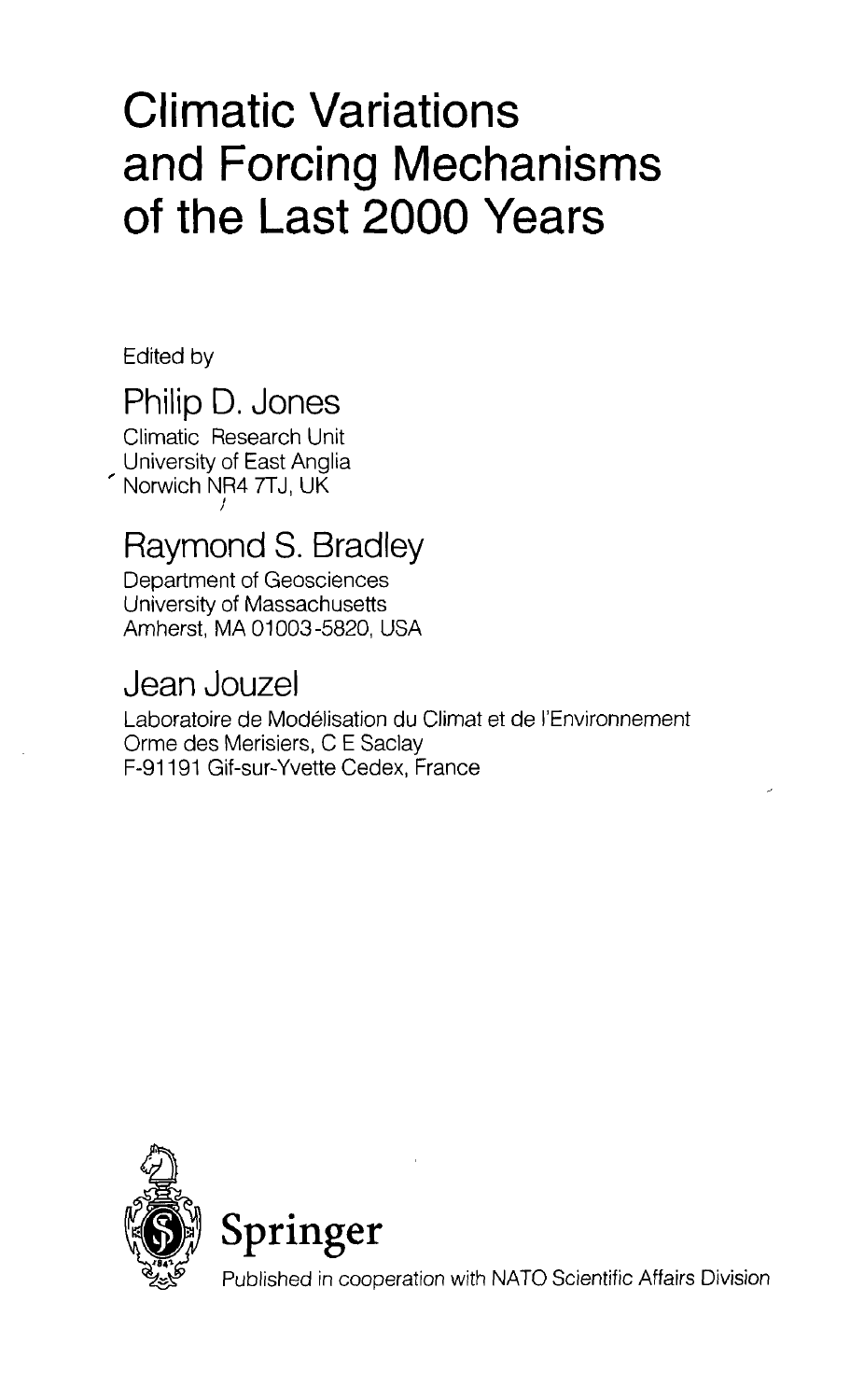# Climatic Variations and Forcing Mechanisms of the Last 2000 Years

Edited by

## Philip D. Jones

Climatic Research Unit
University of East Anglia
Norwich NR4 7TJ, UK

## Raymond S. Bradley

Department of Geosciences
University of Massachusetts
Amherst, MA 01003-5820, USA

## Jean Jouzel

Laboratoire de Modélisation du Climat et de l'Environnement
Orme des Merisiers, C E Saclay
F-91191 Gif-sur-Yvette Cedex, France

Springer

Published in cooperation with NATO Scientific Affairs Division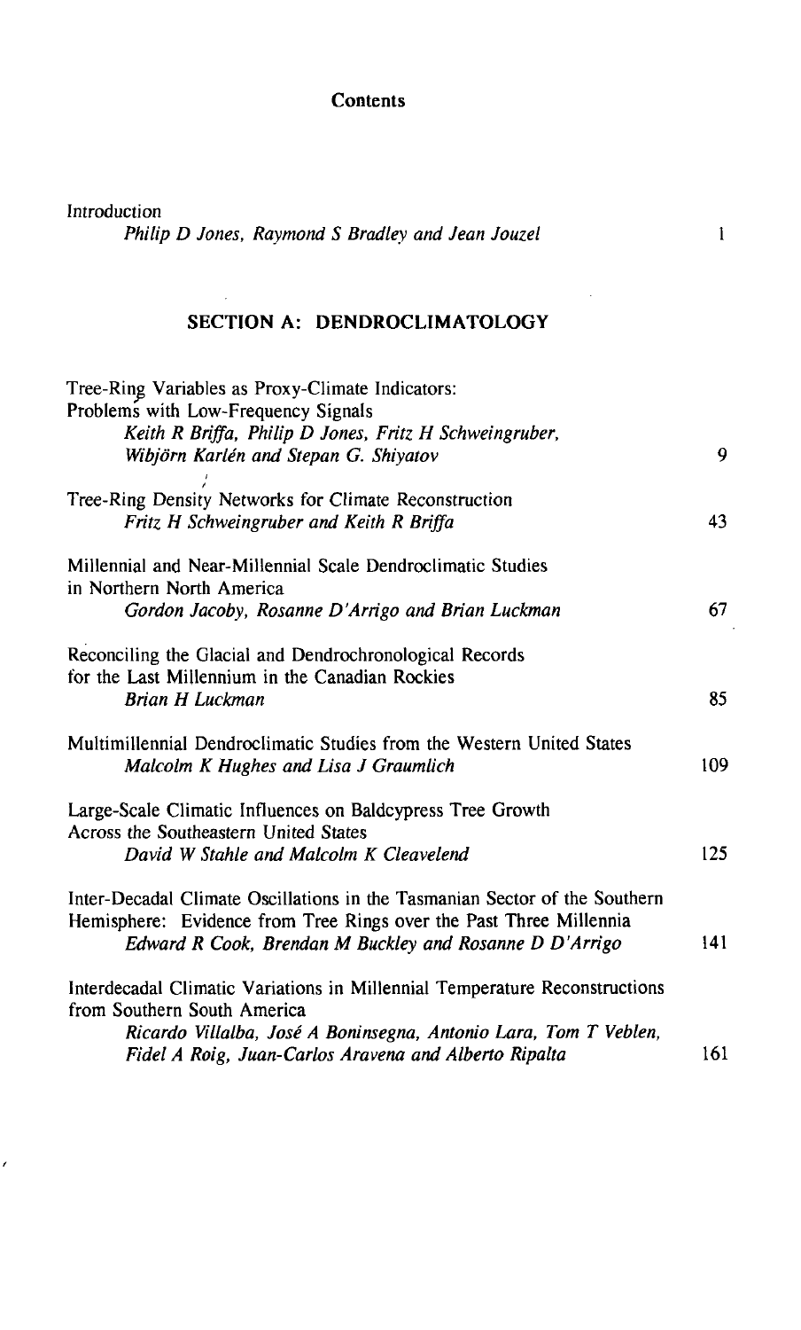# Contents

Introduction
*Philip D Jones, Raymond S Bradley and Jean Jouzel* 1

## SECTION A: DENDROCLIMATOLOGY

Tree-Ring Variables as Proxy-Climate Indicators:
Problems with Low-Frequency Signals
*Keith R Briffa, Philip D Jones, Fritz H Schweingruber, Wibjörn Karlén and Stepan G. Shiyatov* 9

Tree-Ring Density Networks for Climate Reconstruction
*Fritz H Schweingruber and Keith R Briffa* 43

Millennial and Near-Millennial Scale Dendroclimatic Studies in Northern North America
*Gordon Jacoby, Rosanne D'Arrigo and Brian Luckman* 67

Reconciling the Glacial and Dendrochronological Records for the Last Millennium in the Canadian Rockies
*Brian H Luckman* 85

Multimillennial Dendroclimatic Studies from the Western United States
*Malcolm K Hughes and Lisa J Graumlich* 109

Large-Scale Climatic Influences on Baldcypress Tree Growth Across the Southeastern United States
*David W Stahle and Malcolm K Cleavelend* 125

Inter-Decadal Climate Oscillations in the Tasmanian Sector of the Southern Hemisphere: Evidence from Tree Rings over the Past Three Millennia
*Edward R Cook, Brendan M Buckley and Rosanne D D'Arrigo* 141

Interdecadal Climatic Variations in Millennial Temperature Reconstructions from Southern South America
*Ricardo Villalba, José A Boninsegna, Antonio Lara, Tom T Veblen, Fidel A Roig, Juan-Carlos Aravena and Alberto Ripalta* 161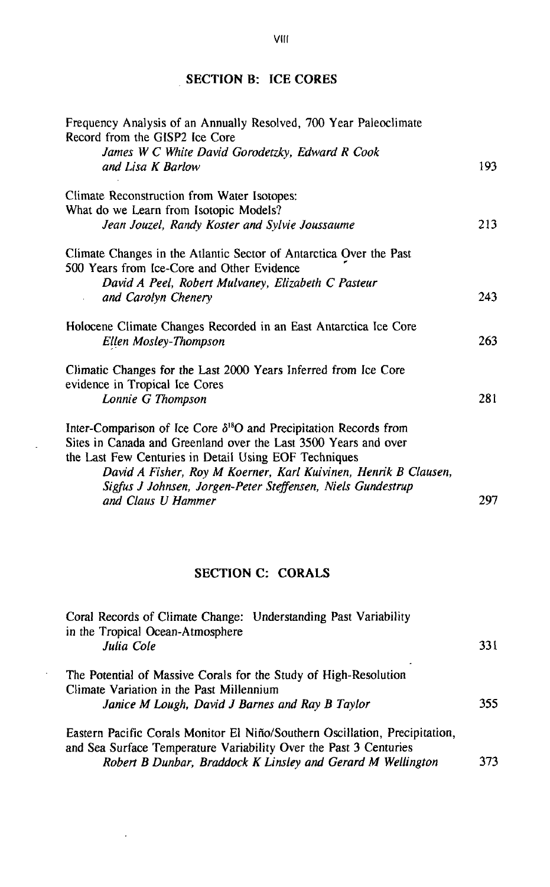## SECTION B: ICE CORES

| | |
|---|---|
| Frequency Analysis of an Annually Resolved, 700 Year Paleoclimate Record from the GISP2 Ice Core<br>*James W C White David Gorodetzky, Edward R Cook and Lisa K Barlow* | 193 |
| Climate Reconstruction from Water Isotopes: What do we Learn from Isotopic Models?<br>*Jean Jouzel, Randy Koster and Sylvie Joussaume* | 213 |
| Climate Changes in the Atlantic Sector of Antarctica Over the Past 500 Years from Ice-Core and Other Evidence<br>*David A Peel, Robert Mulvaney, Elizabeth C Pasteur and Carolyn Chenery* | 243 |
| Holocene Climate Changes Recorded in an East Antarctica Ice Core<br>*Ellen Mosley-Thompson* | 263 |
| Climatic Changes for the Last 2000 Years Inferred from Ice Core evidence in Tropical Ice Cores<br>*Lonnie G Thompson* | 281 |
| Inter-Comparison of Ice Core $\delta^{18}O$ and Precipitation Records from Sites in Canada and Greenland over the Last 3500 Years and over the Last Few Centuries in Detail Using EOF Techniques<br>*David A Fisher, Roy M Koerner, Karl Kuivinen, Henrik B Clausen, Sigfus J Johnsen, Jorgen-Peter Steffensen, Niels Gundestrup and Claus U Hammer* | 297 |

## SECTION C: CORALS

| | |
|---|---|
| Coral Records of Climate Change: Understanding Past Variability in the Tropical Ocean-Atmosphere<br>*Julia Cole* | 331 |
| The Potential of Massive Corals for the Study of High-Resolution Climate Variation in the Past Millennium<br>*Janice M Lough, David J Barnes and Ray B Taylor* | 355 |
| Eastern Pacific Corals Monitor El Niño/Southern Oscillation, Precipitation, and Sea Surface Temperature Variability Over the Past 3 Centuries<br>*Robert B Dunbar, Braddock K Linsley and Gerard M Wellington* | 373 |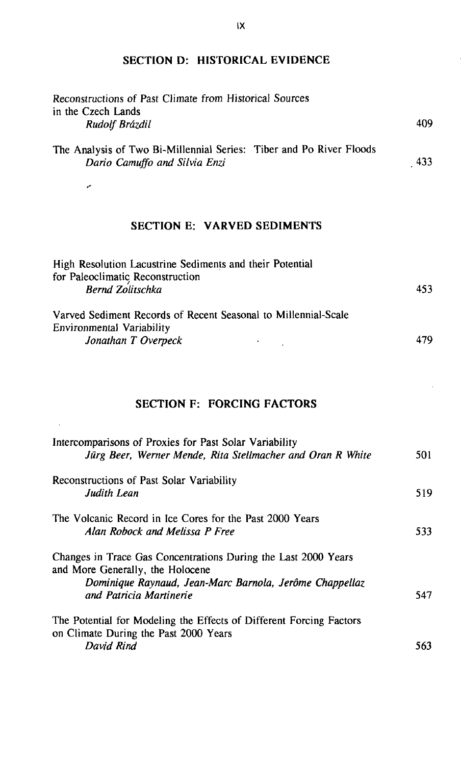## SECTION D: HISTORICAL EVIDENCE

Reconstructions of Past Climate from Historical Sources in the Czech Lands
*Rudolf Brázdil* 409

The Analysis of Two Bi-Millennial Series: Tiber and Po River Floods
*Dario Camuffo and Silvia Enzi* 433

## SECTION E: VARVED SEDIMENTS

High Resolution Lacustrine Sediments and their Potential for Paleoclimatic Reconstruction
*Bernd Zolitschka* 453

Varved Sediment Records of Recent Seasonal to Millennial-Scale Environmental Variability
*Jonathan T Overpeck* 479

## SECTION F: FORCING FACTORS

Intercomparisons of Proxies for Past Solar Variability
*Jürg Beer, Werner Mende, Rita Stellmacher and Oran R White* 501

Reconstructions of Past Solar Variability
*Judith Lean* 519

The Volcanic Record in Ice Cores for the Past 2000 Years
*Alan Robock and Melissa P Free* 533

Changes in Trace Gas Concentrations During the Last 2000 Years and More Generally, the Holocene
*Dominique Raynaud, Jean-Marc Barnola, Jerôme Chappellaz and Patricia Martinerie* 547

The Potential for Modeling the Effects of Different Forcing Factors on Climate During the Past 2000 Years
*David Rind* 563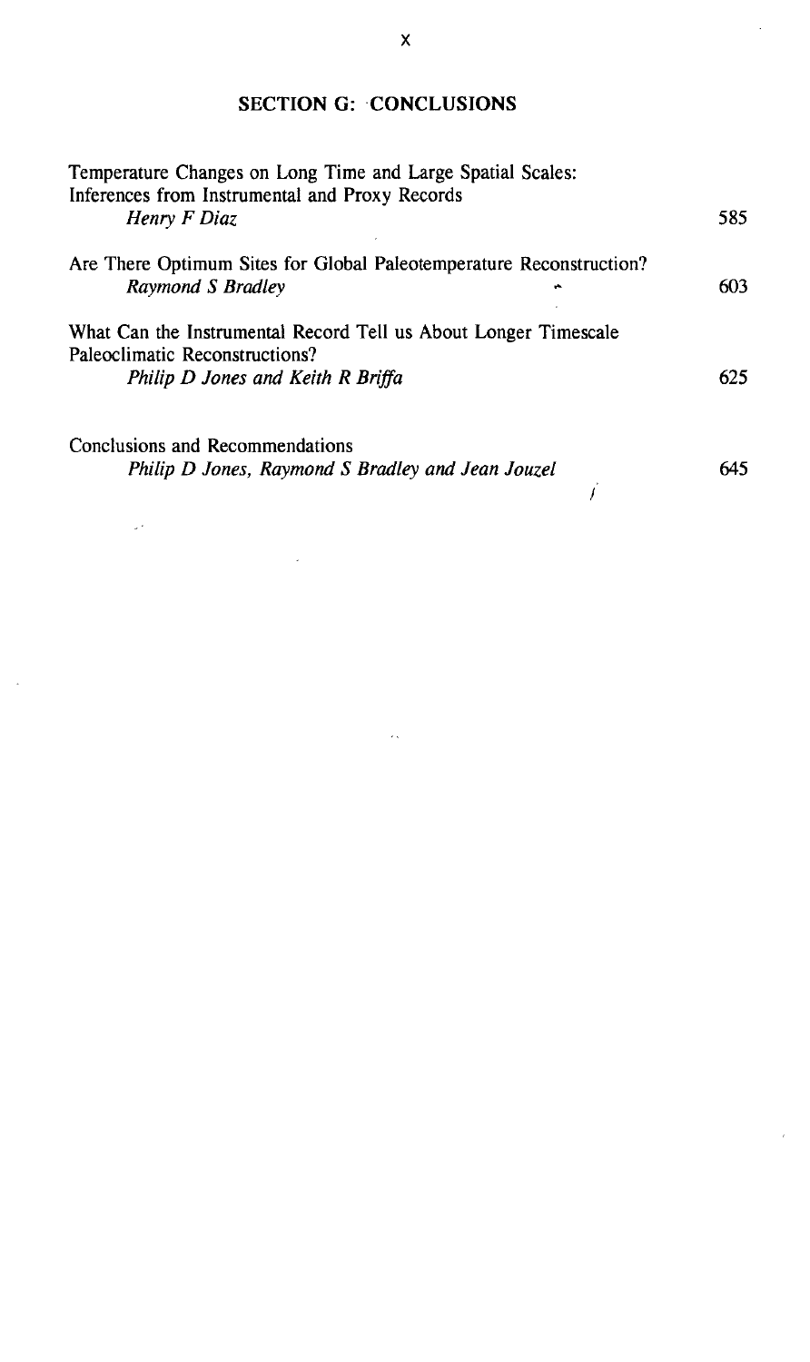## SECTION G: CONCLUSIONS

Temperature Changes on Long Time and Large Spatial Scales: Inferences from Instrumental and Proxy Records
*Henry F Diaz* 585

Are There Optimum Sites for Global Paleotemperature Reconstruction?
*Raymond S Bradley* 603

What Can the Instrumental Record Tell us About Longer Timescale Paleoclimatic Reconstructions?
*Philip D Jones and Keith R Briffa* 625

Conclusions and Recommendations
*Philip D Jones, Raymond S Bradley and Jean Jouzel* 645